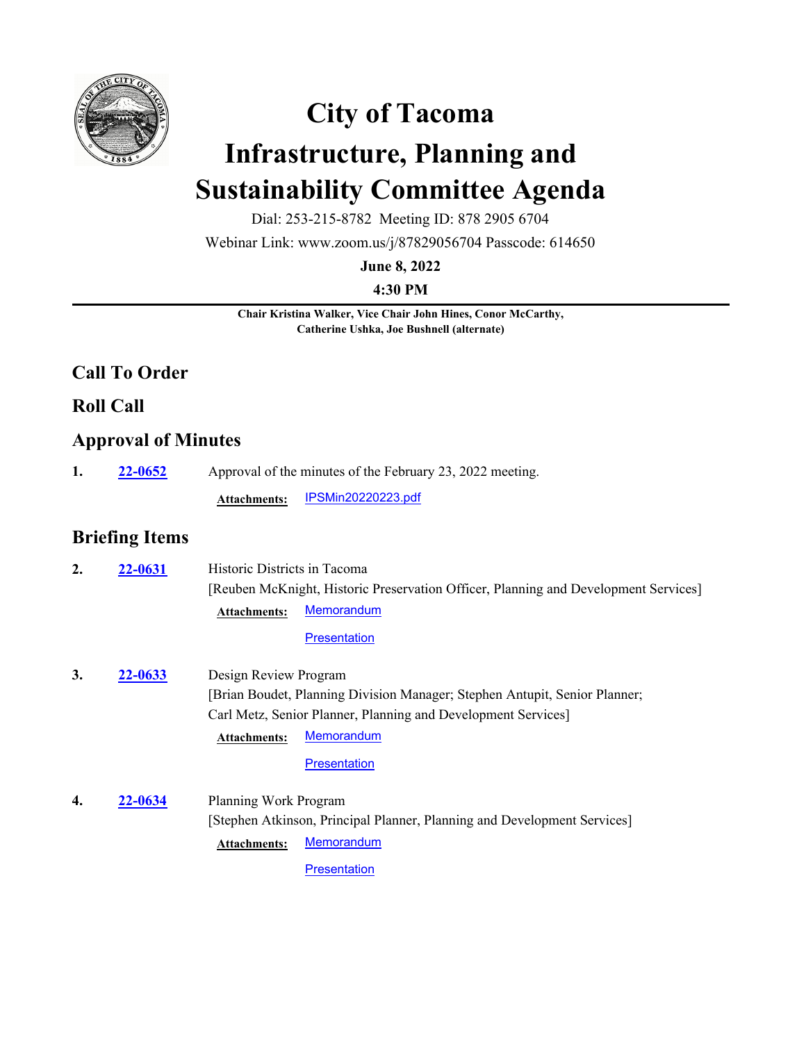# City of Tacoma

# Infrastructure, Planning and Sustainability Committee Agenda

Dial: 253-215-8782 Meeting ID: 878 2905 6704

Webinar Link: www.zoom.us/j/87829056704 Passcode: 614650

**June 8, 2022**

**4:30 PM**

---

**Chair Kristina Walker, Vice Chair John Hines, Conor McCarthy, Catherine Ushka, Joe Bushnell (alternate)**

## Call To Order

## Roll Call

## Approval of Minutes

**1.** **22-0652** Approval of the minutes of the February 23, 2022 meeting.

**Attachments:** IPSMin20220223.pdf

## Briefing Items

**2.** **22-0631** Historic Districts in Tacoma
[Reuben McKnight, Historic Preservation Officer, Planning and Development Services]

**Attachments:** Memorandum
Presentation

**3.** **22-0633** Design Review Program
[Brian Boudet, Planning Division Manager; Stephen Antupit, Senior Planner; Carl Metz, Senior Planner, Planning and Development Services]

**Attachments:** Memorandum
Presentation

**4.** **22-0634** Planning Work Program
[Stephen Atkinson, Principal Planner, Planning and Development Services]

**Attachments:** Memorandum
Presentation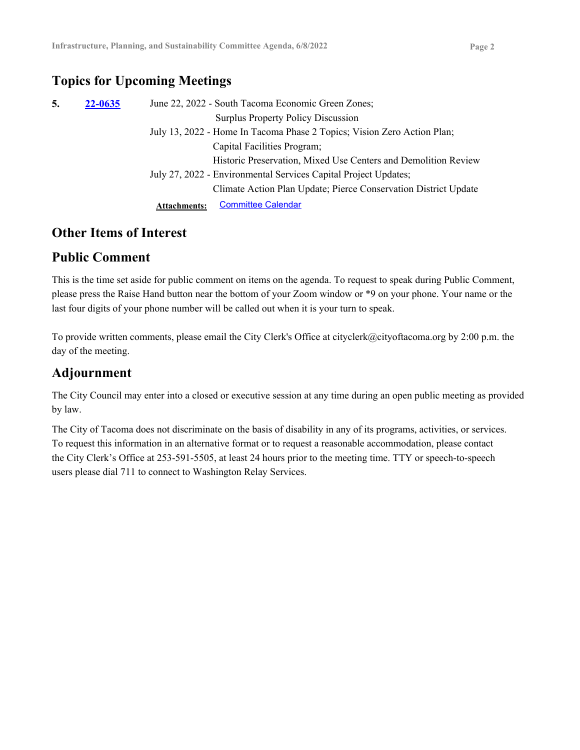## Topics for Upcoming Meetings

**5.** **22-0635** June 22, 2022 - South Tacoma Economic Green Zones;
Surplus Property Policy Discussion
July 13, 2022 - Home In Tacoma Phase 2 Topics; Vision Zero Action Plan;
Capital Facilities Program;
Historic Preservation, Mixed Use Centers and Demolition Review
July 27, 2022 - Environmental Services Capital Project Updates;
Climate Action Plan Update; Pierce Conservation District Update

**Attachments:** Committee Calendar

## Other Items of Interest

## Public Comment

This is the time set aside for public comment on items on the agenda. To request to speak during Public Comment, please press the Raise Hand button near the bottom of your Zoom window or *9 on your phone. Your name or the last four digits of your phone number will be called out when it is your turn to speak.

To provide written comments, please email the City Clerk's Office at cityclerk@cityoftacoma.org by 2:00 p.m. the day of the meeting.

## Adjournment

The City Council may enter into a closed or executive session at any time during an open public meeting as provided by law.

The City of Tacoma does not discriminate on the basis of disability in any of its programs, activities, or services. To request this information in an alternative format or to request a reasonable accommodation, please contact the City Clerk's Office at 253-591-5505, at least 24 hours prior to the meeting time. TTY or speech-to-speech users please dial 711 to connect to Washington Relay Services.